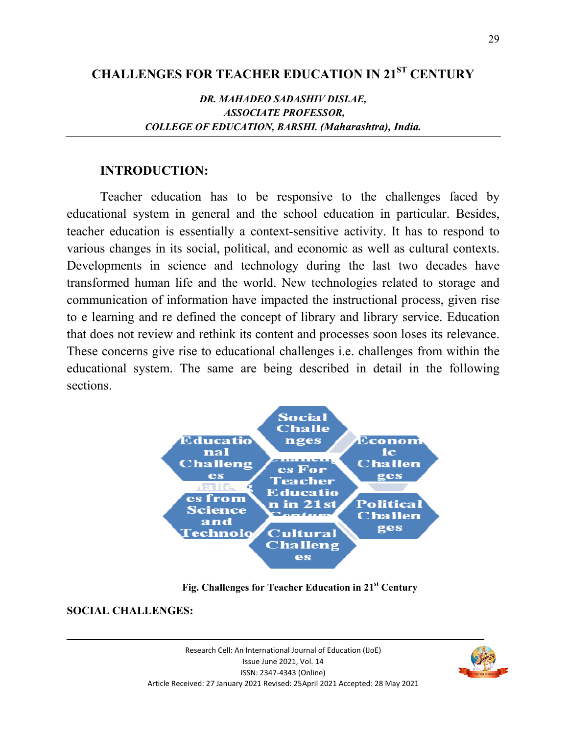# CHALLENGES FOR TEACHER EDUCATION IN 21ST CENTURY

*DR. MAHADEO SADASHIV DISLAE,*
*ASSOCIATE PROFESSOR,*
*COLLEGE OF EDUCATION, BARSHI. (Maharashtra), India.*

## INTRODUCTION:

Teacher education has to be responsive to the challenges faced by educational system in general and the school education in particular. Besides, teacher education is essentially a context-sensitive activity. It has to respond to various changes in its social, political, and economic as well as cultural contexts. Developments in science and technology during the last two decades have transformed human life and the world. New technologies related to storage and communication of information have impacted the instructional process, given rise to e learning and re defined the concept of library and library service. Education that does not review and rethink its content and processes soon loses its relevance. These concerns give rise to educational challenges i.e. challenges from within the educational system. The same are being described in detail in the following sections.

Social Challenges | Economic Challenges | Political Challenges | Cultural Challenges | Challenges from Science and Technology | Educational Challenges | Challenges For Teacher Education in 21st Century

**Fig. Challenges for Teacher Education in 21st Century**

## SOCIAL CHALLENGES: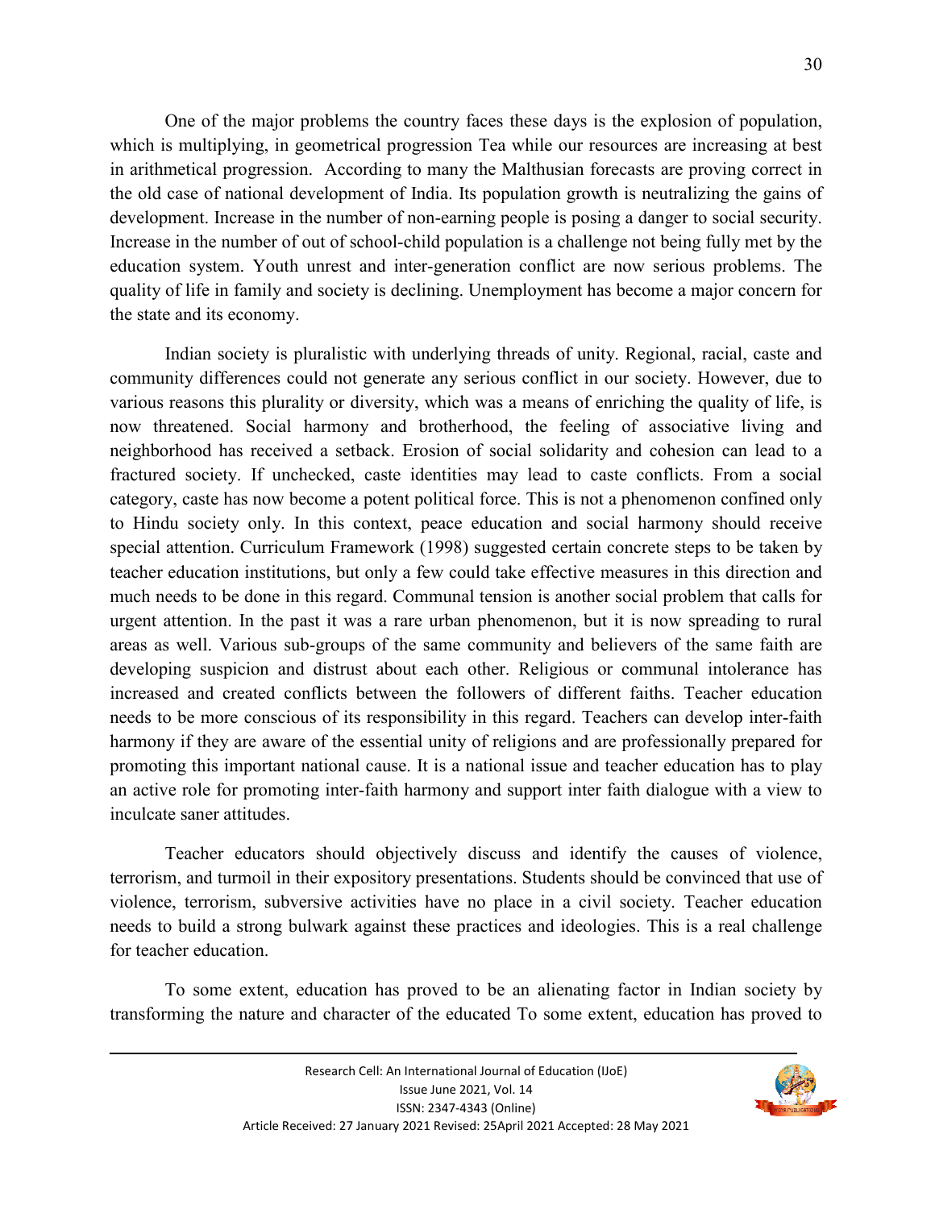One of the major problems the country faces these days is the explosion of population, which is multiplying, in geometrical progression Tea while our resources are increasing at best in arithmetical progression. According to many the Malthusian forecasts are proving correct in the old case of national development of India. Its population growth is neutralizing the gains of development. Increase in the number of non-earning people is posing a danger to social security. Increase in the number of out of school-child population is a challenge not being fully met by the education system. Youth unrest and inter-generation conflict are now serious problems. The quality of life in family and society is declining. Unemployment has become a major concern for the state and its economy.

Indian society is pluralistic with underlying threads of unity. Regional, racial, caste and community differences could not generate any serious conflict in our society. However, due to various reasons this plurality or diversity, which was a means of enriching the quality of life, is now threatened. Social harmony and brotherhood, the feeling of associative living and neighborhood has received a setback. Erosion of social solidarity and cohesion can lead to a fractured society. If unchecked, caste identities may lead to caste conflicts. From a social category, caste has now become a potent political force. This is not a phenomenon confined only to Hindu society only. In this context, peace education and social harmony should receive special attention. Curriculum Framework (1998) suggested certain concrete steps to be taken by teacher education institutions, but only a few could take effective measures in this direction and much needs to be done in this regard. Communal tension is another social problem that calls for urgent attention. In the past it was a rare urban phenomenon, but it is now spreading to rural areas as well. Various sub-groups of the same community and believers of the same faith are developing suspicion and distrust about each other. Religious or communal intolerance has increased and created conflicts between the followers of different faiths. Teacher education needs to be more conscious of its responsibility in this regard. Teachers can develop inter-faith harmony if they are aware of the essential unity of religions and are professionally prepared for promoting this important national cause. It is a national issue and teacher education has to play an active role for promoting inter-faith harmony and support inter faith dialogue with a view to inculcate saner attitudes.

Teacher educators should objectively discuss and identify the causes of violence, terrorism, and turmoil in their expository presentations. Students should be convinced that use of violence, terrorism, subversive activities have no place in a civil society. Teacher education needs to build a strong bulwark against these practices and ideologies. This is a real challenge for teacher education.

To some extent, education has proved to be an alienating factor in Indian society by transforming the nature and character of the educated To some extent, education has proved to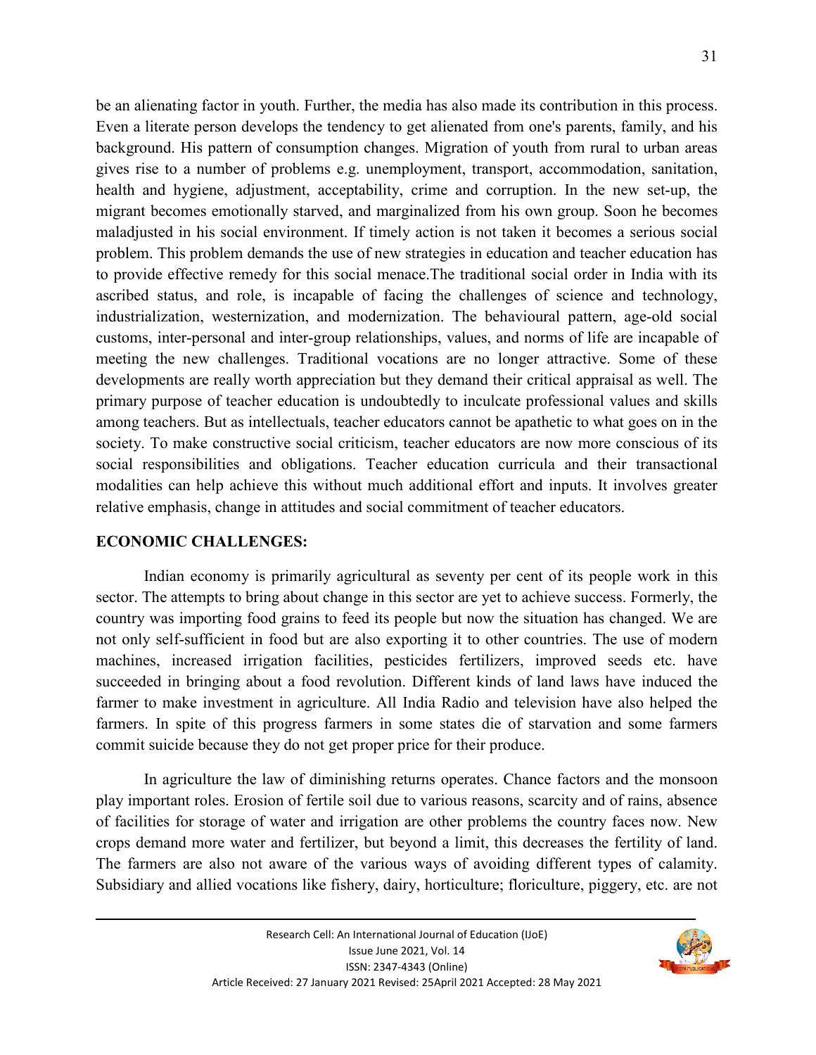be an alienating factor in youth. Further, the media has also made its contribution in this process. Even a literate person develops the tendency to get alienated from one's parents, family, and his background. His pattern of consumption changes. Migration of youth from rural to urban areas gives rise to a number of problems e.g. unemployment, transport, accommodation, sanitation, health and hygiene, adjustment, acceptability, crime and corruption. In the new set-up, the migrant becomes emotionally starved, and marginalized from his own group. Soon he becomes maladjusted in his social environment. If timely action is not taken it becomes a serious social problem. This problem demands the use of new strategies in education and teacher education has to provide effective remedy for this social menace.The traditional social order in India with its ascribed status, and role, is incapable of facing the challenges of science and technology, industrialization, westernization, and modernization. The behavioural pattern, age-old social customs, inter-personal and inter-group relationships, values, and norms of life are incapable of meeting the new challenges. Traditional vocations are no longer attractive. Some of these developments are really worth appreciation but they demand their critical appraisal as well. The primary purpose of teacher education is undoubtedly to inculcate professional values and skills among teachers. But as intellectuals, teacher educators cannot be apathetic to what goes on in the society. To make constructive social criticism, teacher educators are now more conscious of its social responsibilities and obligations. Teacher education curricula and their transactional modalities can help achieve this without much additional effort and inputs. It involves greater relative emphasis, change in attitudes and social commitment of teacher educators.

## ECONOMIC CHALLENGES:

Indian economy is primarily agricultural as seventy per cent of its people work in this sector. The attempts to bring about change in this sector are yet to achieve success. Formerly, the country was importing food grains to feed its people but now the situation has changed. We are not only self-sufficient in food but are also exporting it to other countries. The use of modern machines, increased irrigation facilities, pesticides fertilizers, improved seeds etc. have succeeded in bringing about a food revolution. Different kinds of land laws have induced the farmer to make investment in agriculture. All India Radio and television have also helped the farmers. In spite of this progress farmers in some states die of starvation and some farmers commit suicide because they do not get proper price for their produce.

In agriculture the law of diminishing returns operates. Chance factors and the monsoon play important roles. Erosion of fertile soil due to various reasons, scarcity and of rains, absence of facilities for storage of water and irrigation are other problems the country faces now. New crops demand more water and fertilizer, but beyond a limit, this decreases the fertility of land. The farmers are also not aware of the various ways of avoiding different types of calamity. Subsidiary and allied vocations like fishery, dairy, horticulture; floriculture, piggery, etc. are not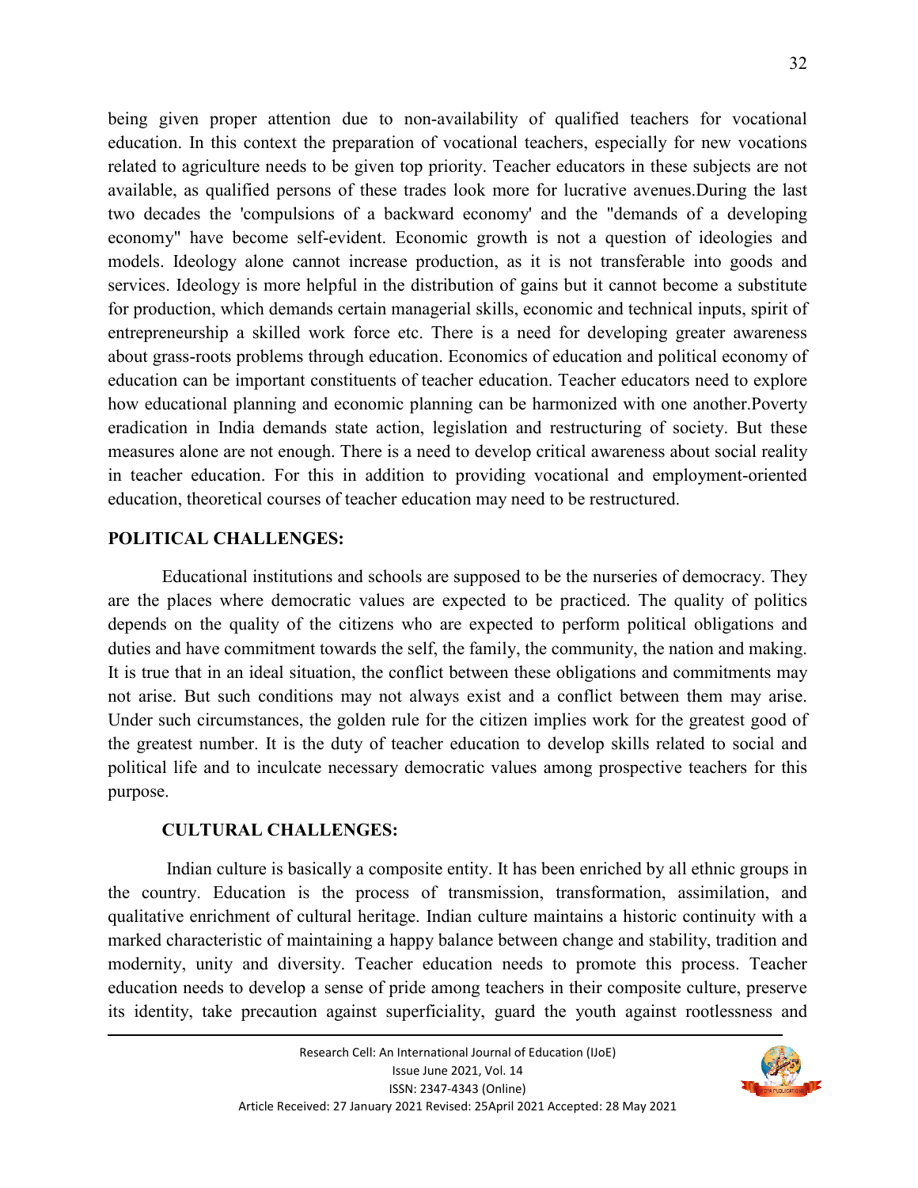being given proper attention due to non-availability of qualified teachers for vocational education. In this context the preparation of vocational teachers, especially for new vocations related to agriculture needs to be given top priority. Teacher educators in these subjects are not available, as qualified persons of these trades look more for lucrative avenues.During the last two decades the 'compulsions of a backward economy' and the "demands of a developing economy" have become self-evident. Economic growth is not a question of ideologies and models. Ideology alone cannot increase production, as it is not transferable into goods and services. Ideology is more helpful in the distribution of gains but it cannot become a substitute for production, which demands certain managerial skills, economic and technical inputs, spirit of entrepreneurship a skilled work force etc. There is a need for developing greater awareness about grass-roots problems through education. Economics of education and political economy of education can be important constituents of teacher education. Teacher educators need to explore how educational planning and economic planning can be harmonized with one another.Poverty eradication in India demands state action, legislation and restructuring of society. But these measures alone are not enough. There is a need to develop critical awareness about social reality in teacher education. For this in addition to providing vocational and employment-oriented education, theoretical courses of teacher education may need to be restructured.

## POLITICAL CHALLENGES:

Educational institutions and schools are supposed to be the nurseries of democracy. They are the places where democratic values are expected to be practiced. The quality of politics depends on the quality of the citizens who are expected to perform political obligations and duties and have commitment towards the self, the family, the community, the nation and making. It is true that in an ideal situation, the conflict between these obligations and commitments may not arise. But such conditions may not always exist and a conflict between them may arise. Under such circumstances, the golden rule for the citizen implies work for the greatest good of the greatest number. It is the duty of teacher education to develop skills related to social and political life and to inculcate necessary democratic values among prospective teachers for this purpose.

## CULTURAL CHALLENGES:

Indian culture is basically a composite entity. It has been enriched by all ethnic groups in the country. Education is the process of transmission, transformation, assimilation, and qualitative enrichment of cultural heritage. Indian culture maintains a historic continuity with a marked characteristic of maintaining a happy balance between change and stability, tradition and modernity, unity and diversity. Teacher education needs to promote this process. Teacher education needs to develop a sense of pride among teachers in their composite culture, preserve its identity, take precaution against superficiality, guard the youth against rootlessness and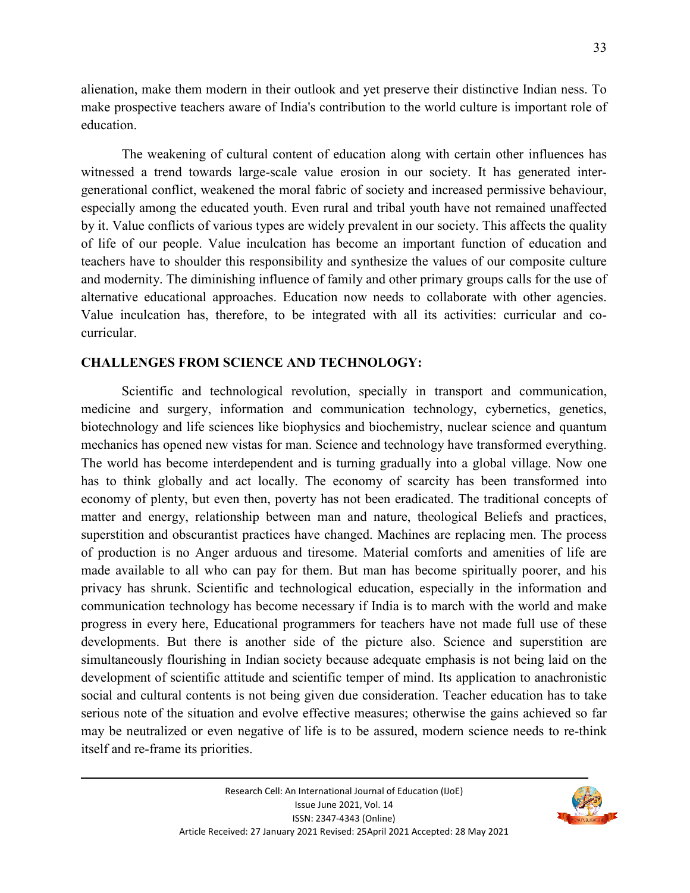alienation, make them modern in their outlook and yet preserve their distinctive Indian ness. To make prospective teachers aware of India's contribution to the world culture is important role of education.

The weakening of cultural content of education along with certain other influences has witnessed a trend towards large-scale value erosion in our society. It has generated inter-generational conflict, weakened the moral fabric of society and increased permissive behaviour, especially among the educated youth. Even rural and tribal youth have not remained unaffected by it. Value conflicts of various types are widely prevalent in our society. This affects the quality of life of our people. Value inculcation has become an important function of education and teachers have to shoulder this responsibility and synthesize the values of our composite culture and modernity. The diminishing influence of family and other primary groups calls for the use of alternative educational approaches. Education now needs to collaborate with other agencies. Value inculcation has, therefore, to be integrated with all its activities: curricular and co-curricular.

## CHALLENGES FROM SCIENCE AND TECHNOLOGY:

Scientific and technological revolution, specially in transport and communication, medicine and surgery, information and communication technology, cybernetics, genetics, biotechnology and life sciences like biophysics and biochemistry, nuclear science and quantum mechanics has opened new vistas for man. Science and technology have transformed everything. The world has become interdependent and is turning gradually into a global village. Now one has to think globally and act locally. The economy of scarcity has been transformed into economy of plenty, but even then, poverty has not been eradicated. The traditional concepts of matter and energy, relationship between man and nature, theological Beliefs and practices, superstition and obscurantist practices have changed. Machines are replacing men. The process of production is no Anger arduous and tiresome. Material comforts and amenities of life are made available to all who can pay for them. But man has become spiritually poorer, and his privacy has shrunk. Scientific and technological education, especially in the information and communication technology has become necessary if India is to march with the world and make progress in every here, Educational programmers for teachers have not made full use of these developments. But there is another side of the picture also. Science and superstition are simultaneously flourishing in Indian society because adequate emphasis is not being laid on the development of scientific attitude and scientific temper of mind. Its application to anachronistic social and cultural contents is not being given due consideration. Teacher education has to take serious note of the situation and evolve effective measures; otherwise the gains achieved so far may be neutralized or even negative of life is to be assured, modern science needs to re-think itself and re-frame its priorities.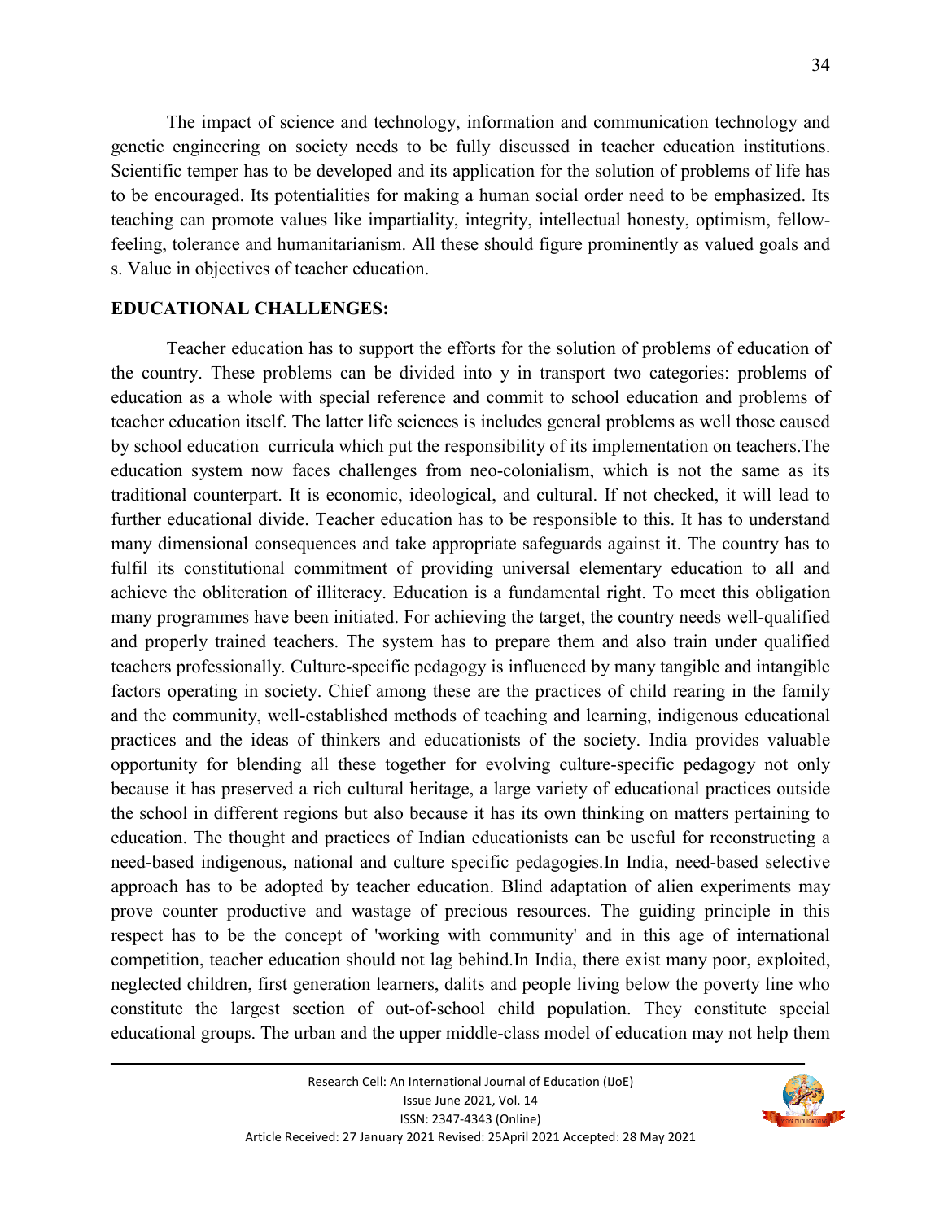The impact of science and technology, information and communication technology and genetic engineering on society needs to be fully discussed in teacher education institutions. Scientific temper has to be developed and its application for the solution of problems of life has to be encouraged. Its potentialities for making a human social order need to be emphasized. Its teaching can promote values like impartiality, integrity, intellectual honesty, optimism, fellow-feeling, tolerance and humanitarianism. All these should figure prominently as valued goals and s. Value in objectives of teacher education.

## EDUCATIONAL CHALLENGES:

Teacher education has to support the efforts for the solution of problems of education of the country. These problems can be divided into y in transport two categories: problems of education as a whole with special reference and commit to school education and problems of teacher education itself. The latter life sciences is includes general problems as well those caused by school education curricula which put the responsibility of its implementation on teachers.The education system now faces challenges from neo-colonialism, which is not the same as its traditional counterpart. It is economic, ideological, and cultural. If not checked, it will lead to further educational divide. Teacher education has to be responsible to this. It has to understand many dimensional consequences and take appropriate safeguards against it. The country has to fulfil its constitutional commitment of providing universal elementary education to all and achieve the obliteration of illiteracy. Education is a fundamental right. To meet this obligation many programmes have been initiated. For achieving the target, the country needs well-qualified and properly trained teachers. The system has to prepare them and also train under qualified teachers professionally. Culture-specific pedagogy is influenced by many tangible and intangible factors operating in society. Chief among these are the practices of child rearing in the family and the community, well-established methods of teaching and learning, indigenous educational practices and the ideas of thinkers and educationists of the society. India provides valuable opportunity for blending all these together for evolving culture-specific pedagogy not only because it has preserved a rich cultural heritage, a large variety of educational practices outside the school in different regions but also because it has its own thinking on matters pertaining to education. The thought and practices of Indian educationists can be useful for reconstructing a need-based indigenous, national and culture specific pedagogies.In India, need-based selective approach has to be adopted by teacher education. Blind adaptation of alien experiments may prove counter productive and wastage of precious resources. The guiding principle in this respect has to be the concept of 'working with community' and in this age of international competition, teacher education should not lag behind.In India, there exist many poor, exploited, neglected children, first generation learners, dalits and people living below the poverty line who constitute the largest section of out-of-school child population. They constitute special educational groups. The urban and the upper middle-class model of education may not help them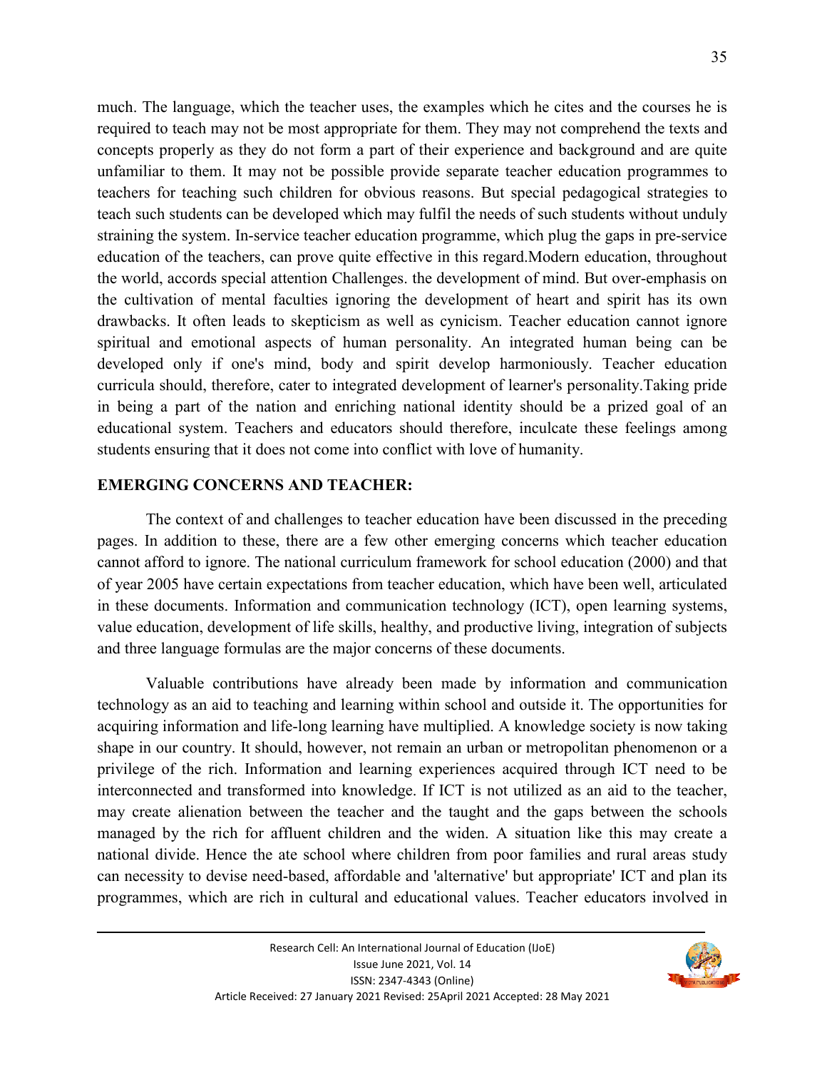much. The language, which the teacher uses, the examples which he cites and the courses he is required to teach may not be most appropriate for them. They may not comprehend the texts and concepts properly as they do not form a part of their experience and background and are quite unfamiliar to them. It may not be possible provide separate teacher education programmes to teachers for teaching such children for obvious reasons. But special pedagogical strategies to teach such students can be developed which may fulfil the needs of such students without unduly straining the system. In-service teacher education programme, which plug the gaps in pre-service education of the teachers, can prove quite effective in this regard.Modern education, throughout the world, accords special attention Challenges. the development of mind. But over-emphasis on the cultivation of mental faculties ignoring the development of heart and spirit has its own drawbacks. It often leads to skepticism as well as cynicism. Teacher education cannot ignore spiritual and emotional aspects of human personality. An integrated human being can be developed only if one's mind, body and spirit develop harmoniously. Teacher education curricula should, therefore, cater to integrated development of learner's personality.Taking pride in being a part of the nation and enriching national identity should be a prized goal of an educational system. Teachers and educators should therefore, inculcate these feelings among students ensuring that it does not come into conflict with love of humanity.

## EMERGING CONCERNS AND TEACHER:

The context of and challenges to teacher education have been discussed in the preceding pages. In addition to these, there are a few other emerging concerns which teacher education cannot afford to ignore. The national curriculum framework for school education (2000) and that of year 2005 have certain expectations from teacher education, which have been well, articulated in these documents. Information and communication technology (ICT), open learning systems, value education, development of life skills, healthy, and productive living, integration of subjects and three language formulas are the major concerns of these documents.

Valuable contributions have already been made by information and communication technology as an aid to teaching and learning within school and outside it. The opportunities for acquiring information and life-long learning have multiplied. A knowledge society is now taking shape in our country. It should, however, not remain an urban or metropolitan phenomenon or a privilege of the rich. Information and learning experiences acquired through ICT need to be interconnected and transformed into knowledge. If ICT is not utilized as an aid to the teacher, may create alienation between the teacher and the taught and the gaps between the schools managed by the rich for affluent children and the widen. A situation like this may create a national divide. Hence the ate school where children from poor families and rural areas study can necessity to devise need-based, affordable and 'alternative' but appropriate' ICT and plan its programmes, which are rich in cultural and educational values. Teacher educators involved in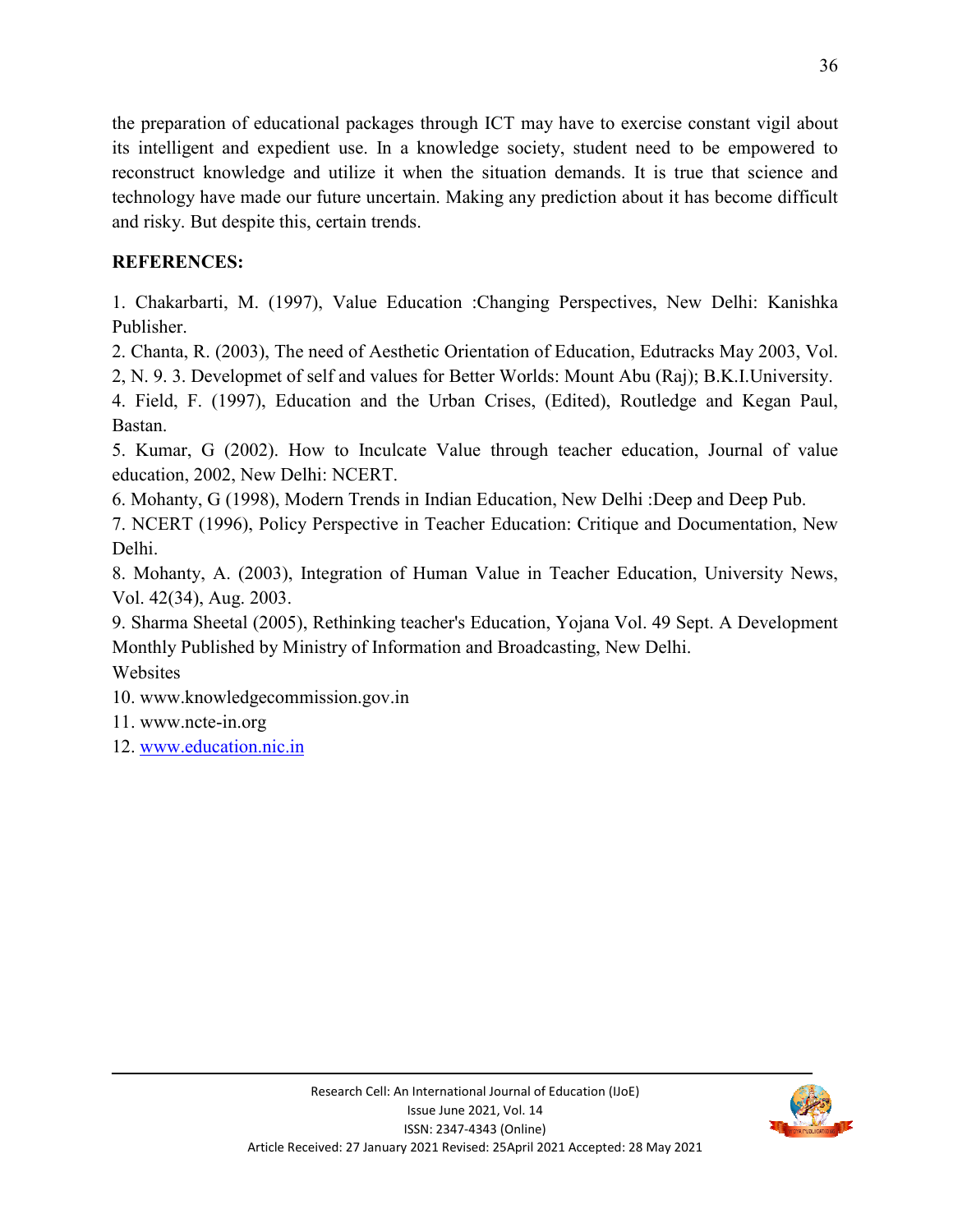the preparation of educational packages through ICT may have to exercise constant vigil about its intelligent and expedient use. In a knowledge society, student need to be empowered to reconstruct knowledge and utilize it when the situation demands. It is true that science and technology have made our future uncertain. Making any prediction about it has become difficult and risky. But despite this, certain trends.

**REFERENCES:**

1. Chakarbarti, M. (1997), Value Education :Changing Perspectives, New Delhi: Kanishka Publisher.
2. Chanta, R. (2003), The need of Aesthetic Orientation of Education, Edutracks May 2003, Vol. 2, N. 9. 3. Developmet of self and values for Better Worlds: Mount Abu (Raj); B.K.I.University.
4. Field, F. (1997), Education and the Urban Crises, (Edited), Routledge and Kegan Paul, Bastan.
5. Kumar, G (2002). How to Inculcate Value through teacher education, Journal of value education, 2002, New Delhi: NCERT.
6. Mohanty, G (1998), Modern Trends in Indian Education, New Delhi :Deep and Deep Pub.
7. NCERT (1996), Policy Perspective in Teacher Education: Critique and Documentation, New Delhi.
8. Mohanty, A. (2003), Integration of Human Value in Teacher Education, University News, Vol. 42(34), Aug. 2003.
9. Sharma Sheetal (2005), Rethinking teacher's Education, Yojana Vol. 49 Sept. A Development Monthly Published by Ministry of Information and Broadcasting, New Delhi.

Websites

10. www.knowledgecommission.gov.in
11. www.ncte-in.org
12. www.education.nic.in